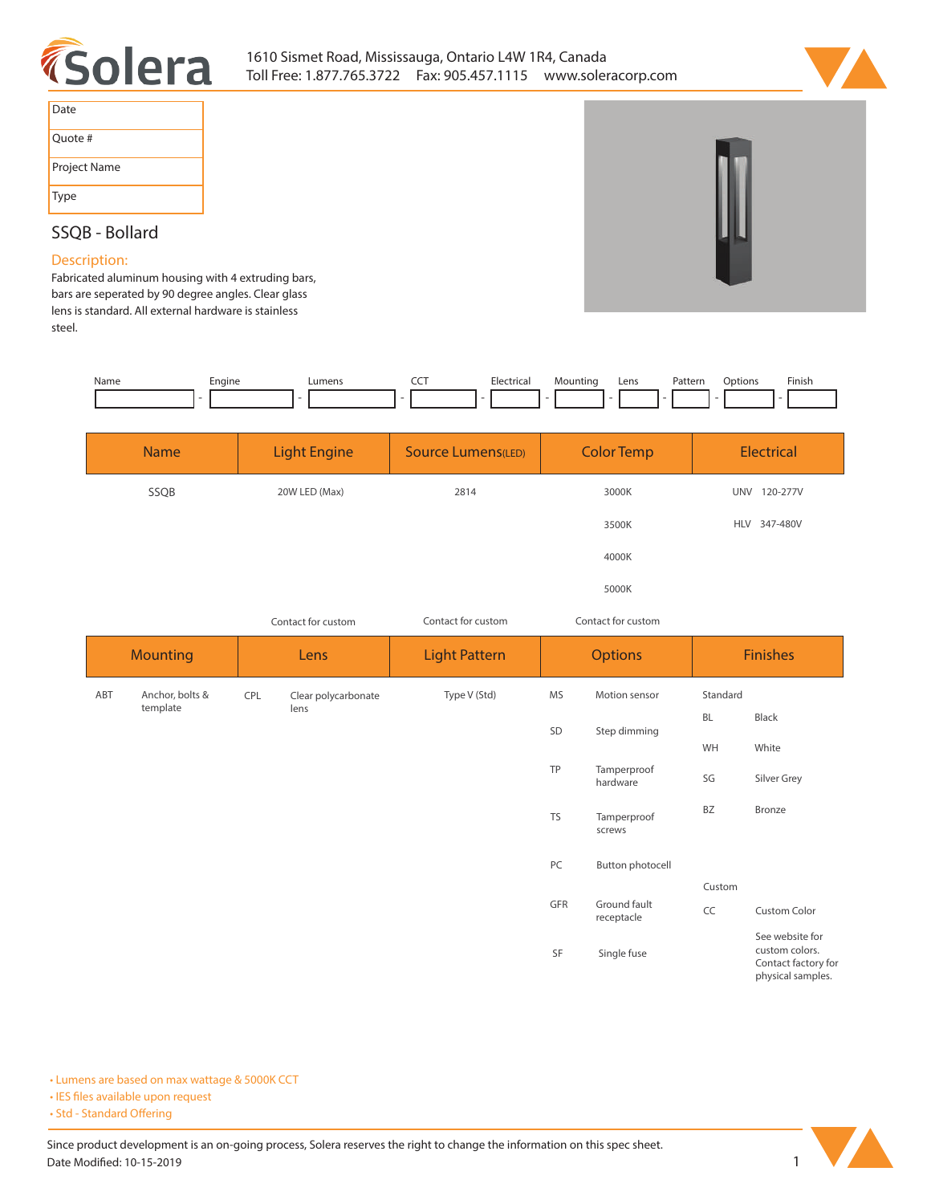Solera

1610 Sismet Road, Mississauga, Ontario L4W 1R4, Canada
Toll Free: 1.877.765.3722 Fax: 905.457.1115 www.soleracorp.com

| Date | |
|---|---|
| Quote # | |
| Project Name | |
| Type | |

## SSQB - Bollard

### Description:

Fabricated aluminum housing with 4 extruding bars, bars are seperated by 90 degree angles. Clear glass lens is standard. All external hardware is stainless steel.

| Name | Engine | Lumens | CCT | Electrical | Mounting | Lens | Pattern | Options | Finish |
|---|---|---|---|---|---|---|---|---|---|
| | | | | | | | | | |

| Name | Light Engine | Source Lumens(LED) | Color Temp | Electrical |
|---|---|---|---|---|
| SSQB | 20W LED (Max) | 2814 | 3000K | UNV 120-277V |
| | | | 3500K | HLV 347-480V |
| | | | 4000K | |
| | | | 5000K | |
| | Contact for custom | Contact for custom | Contact for custom | |

| Mounting | | Lens | | Light Pattern | Options | | Finishes | |
|---|---|---|---|---|---|---|---|---|
| ABT | Anchor, bolts & template | CPL | Clear polycarbonate lens | Type V (Std) | MS | Motion sensor | Standard | |
| | | | | | | | BL | Black |
| | | | | | SD | Step dimming | WH | White |
| | | | | | TP | Tamperproof hardware | SG | Silver Grey |
| | | | | | TS | Tamperproof screws | BZ | Bronze |
| | | | | | PC | Button photocell | Custom | |
| | | | | | GFR | Ground fault receptacle | CC | Custom Color |
| | | | | | SF | Single fuse | | See website for custom colors. Contact factory for physical samples. |

- Lumens are based on max wattage & 5000K CCT
- IES files available upon request
- Std - Standard Offering

Since product development is an on-going process, Solera reserves the right to change the information on this spec sheet.
Date Modified: 10-15-2019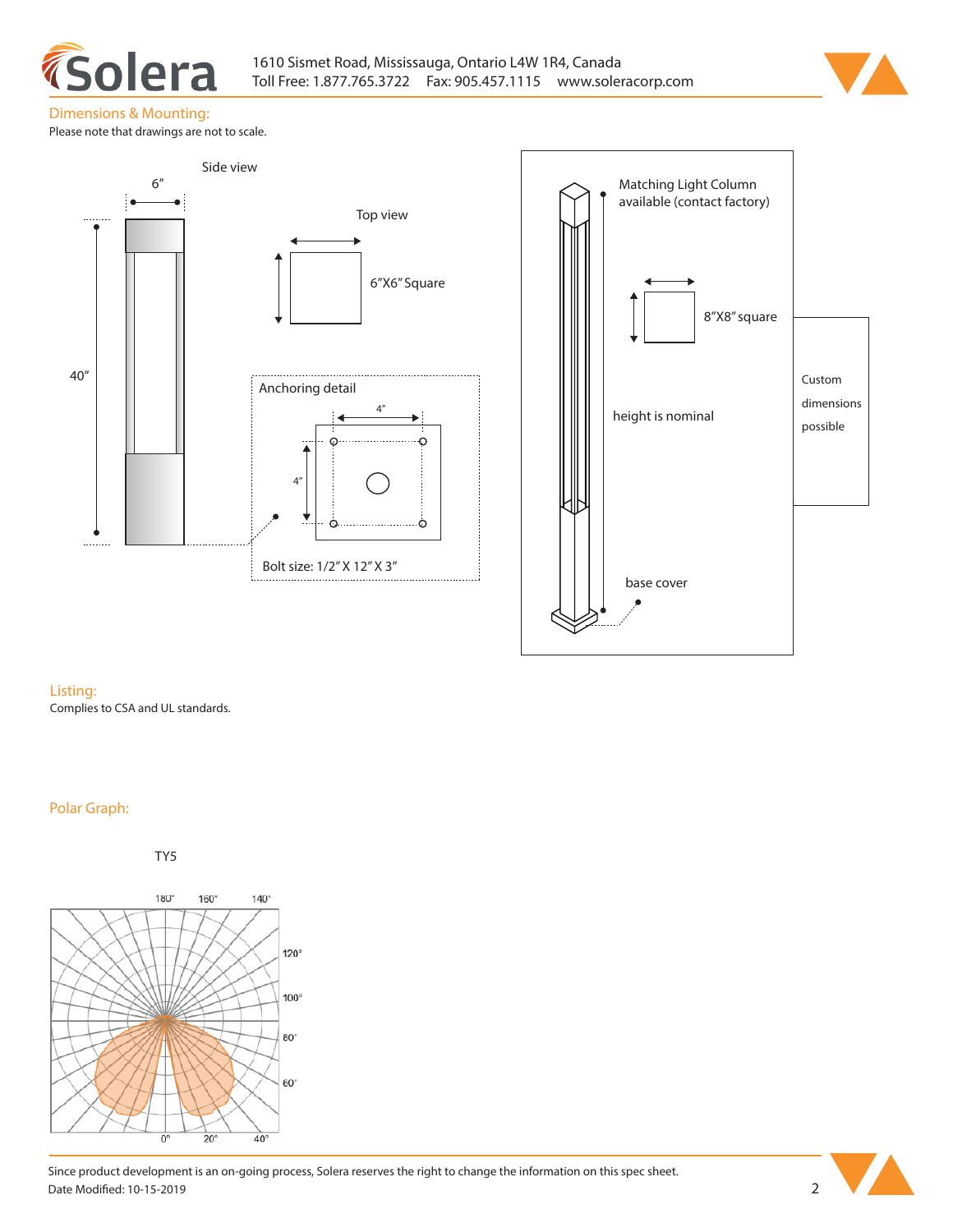## Dimensions & Mounting:

Please note that drawings are not to scale.

Side view

6″

40″

Top view

6″X6″ Square

Anchoring detail

4″

4″

Bolt size: 1/2″ X 12″ X 3″

Matching Light Column available (contact factory)

8″X8″ square

height is nominal

base cover

Custom dimensions possible

## Listing:

Complies to CSA and UL standards.

## Polar Graph:

TY5

180° 160° 140°

120°

100°

80°

60°

0° 20° 40°

Since product development is an on-going process, Solera reserves the right to change the information on this spec sheet.
Date Modified: 10-15-2019